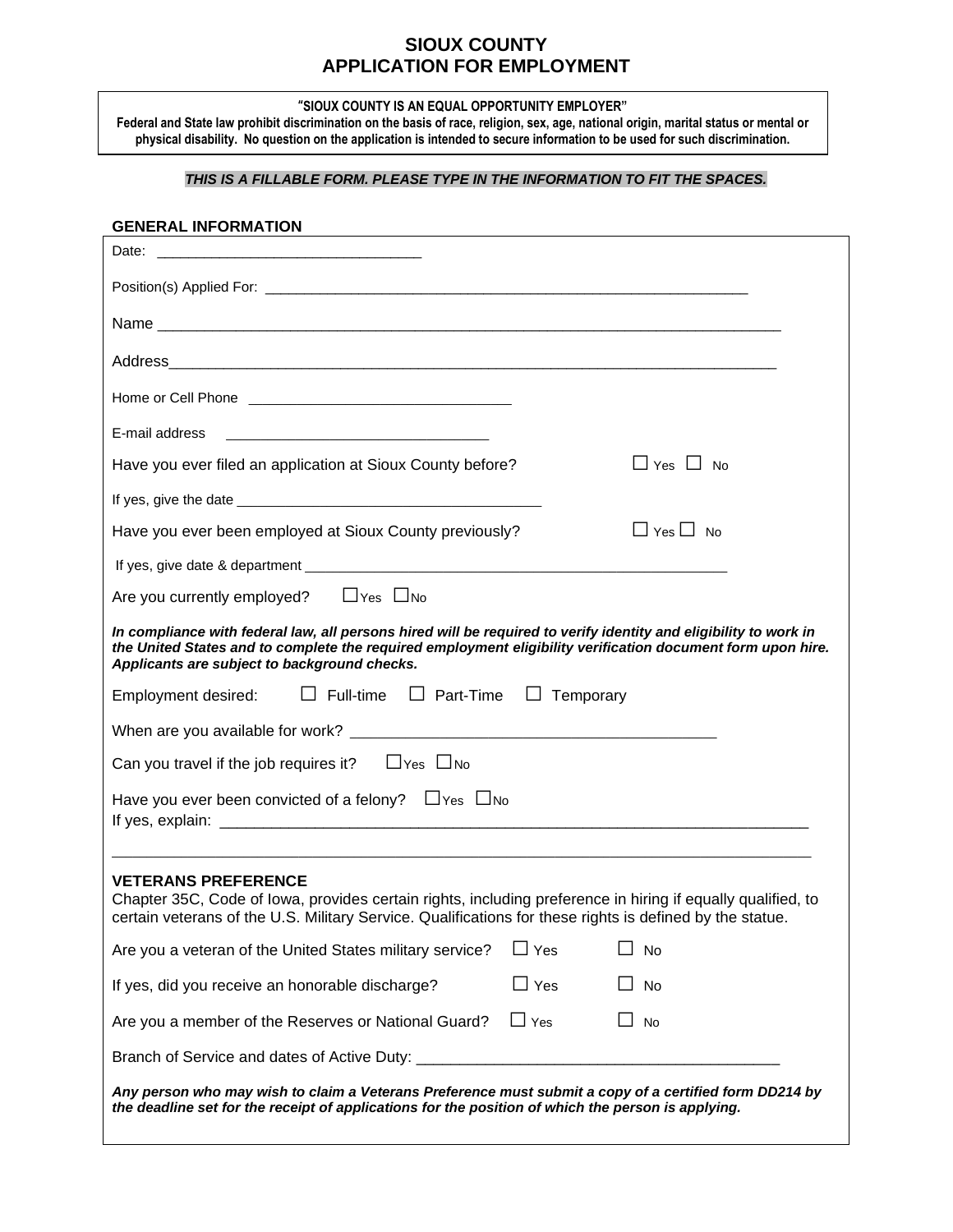# SIOUX COUNTY
# APPLICATION FOR EMPLOYMENT

**"SIOUX COUNTY IS AN EQUAL OPPORTUNITY EMPLOYER"**
**Federal and State law prohibit discrimination on the basis of race, religion, sex, age, national origin, marital status or mental or physical disability. No question on the application is intended to secure information to be used for such discrimination.**

***THIS IS A FILLABLE FORM. PLEASE TYPE IN THE INFORMATION TO FIT THE SPACES.***

## GENERAL INFORMATION

Date: ________________________________

Position(s) Applied For: ____________________________________________________________

Name ___________________________________________________________________________

Address_________________________________________________________________________

Home or Cell Phone ________________________________

E-mail address ________________________________

Have you ever filed an application at Sioux County before? ☐ Yes ☐ No

If yes, give the date ______________________________________

Have you ever been employed at Sioux County previously? ☐ Yes ☐ No

If yes, give date & department ______________________________________________________

Are you currently employed? ☐ Yes ☐ No

***In compliance with federal law, all persons hired will be required to verify identity and eligibility to work in the United States and to complete the required employment eligibility verification document form upon hire. Applicants are subject to background checks.***

Employment desired: ☐ Full-time ☐ Part-Time ☐ Temporary

When are you available for work? __________________________________________

Can you travel if the job requires it? ☐ Yes ☐ No

Have you ever been convicted of a felony? ☐ Yes ☐ No
If yes, explain: ______________________________________________________________________

_____________________________________________________________________________________

## VETERANS PREFERENCE

Chapter 35C, Code of Iowa, provides certain rights, including preference in hiring if equally qualified, to certain veterans of the U.S. Military Service. Qualifications for these rights is defined by the statue.

Are you a veteran of the United States military service? ☐ Yes ☐ No

If yes, did you receive an honorable discharge? ☐ Yes ☐ No

Are you a member of the Reserves or National Guard? ☐ Yes ☐ No

Branch of Service and dates of Active Duty: __________________________________________

***Any person who may wish to claim a Veterans Preference must submit a copy of a certified form DD214 by the deadline set for the receipt of applications for the position of which the person is applying.***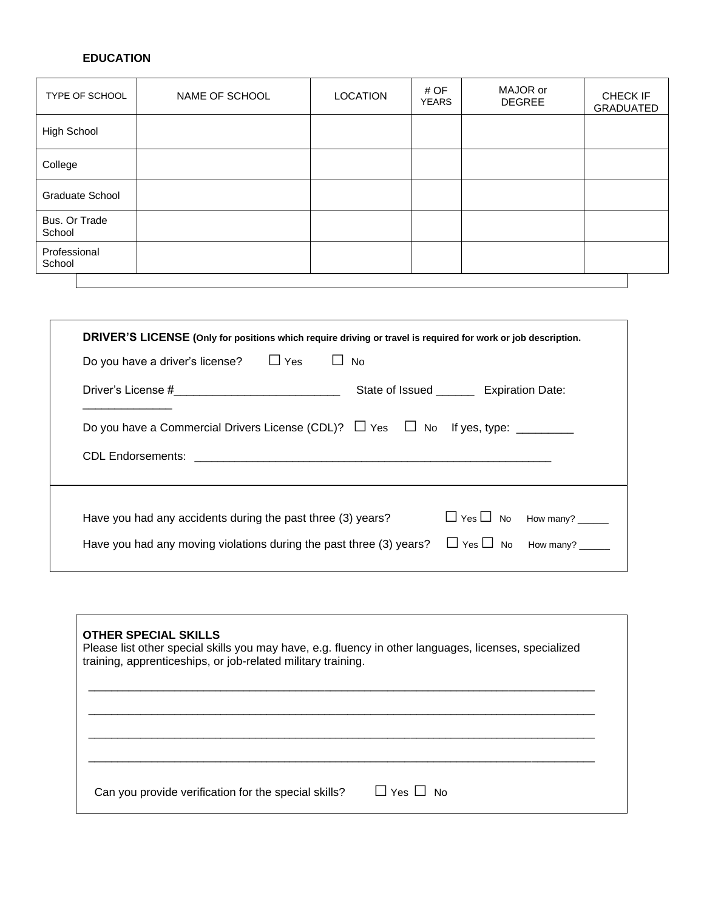**EDUCATION**

| TYPE OF SCHOOL | NAME OF SCHOOL | LOCATION | # OF YEARS | MAJOR or DEGREE | CHECK IF GRADUATED |
|---|---|---|---|---|---|
| High School | | | | | |
| College | | | | | |
| Graduate School | | | | | |
| Bus. Or Trade School | | | | | |
| Professional School | | | | | |

**DRIVER'S LICENSE (Only for positions which require driving or travel is required for work or job description.**

Do you have a driver's license? ☐ Yes ☐ No

Driver's License #__________________________ State of Issued ______ Expiration Date: ______________

Do you have a Commercial Drivers License (CDL)? ☐ Yes ☐ No If yes, type: _________

CDL Endorsements: ________________________________________________________

Have you had any accidents during the past three (3) years? ☐ Yes ☐ No How many? ______

Have you had any moving violations during the past three (3) years? ☐ Yes ☐ No How many? ______

**OTHER SPECIAL SKILLS**

Please list other special skills you may have, e.g. fluency in other languages, licenses, specialized training, apprenticeships, or job-related military training.

________________________________________________________________________________

________________________________________________________________________________

________________________________________________________________________________

________________________________________________________________________________

Can you provide verification for the special skills? ☐ Yes ☐ No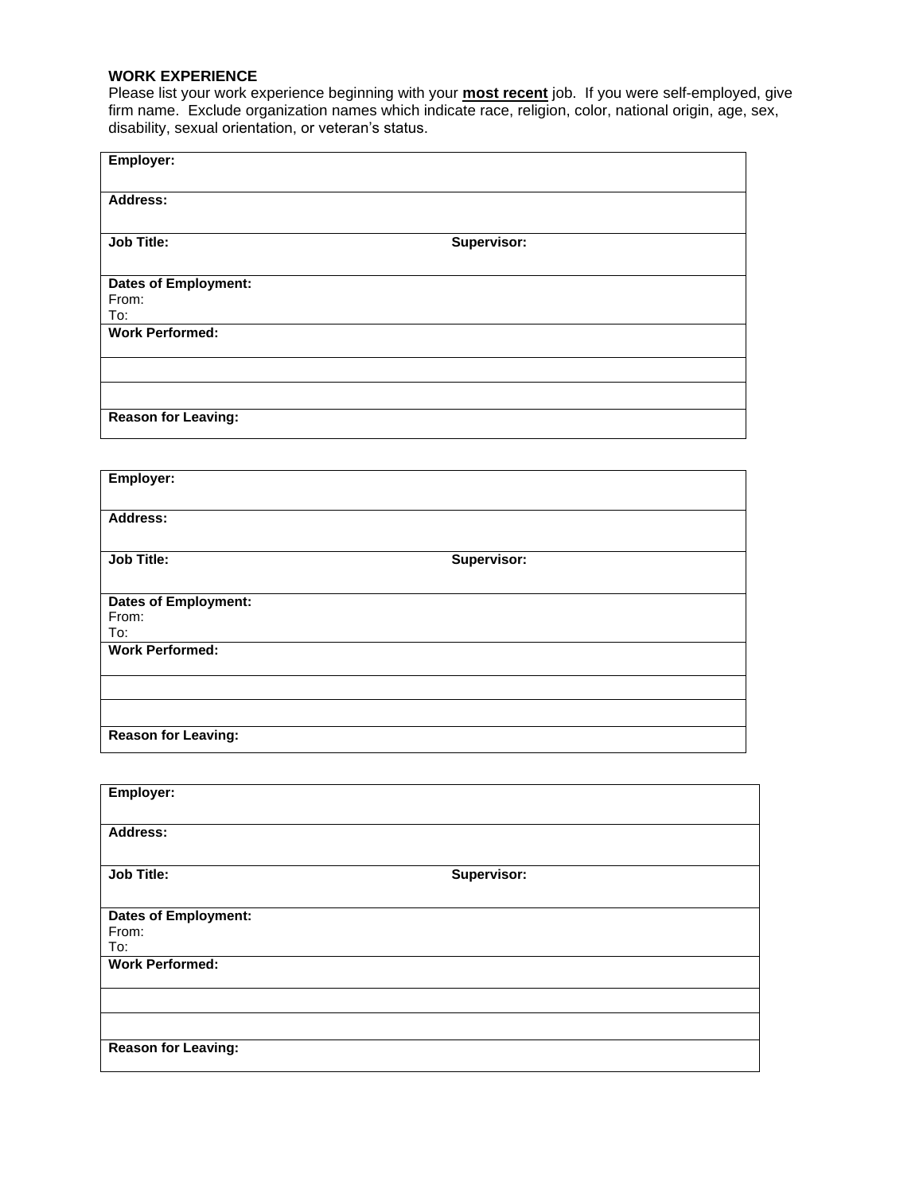**WORK EXPERIENCE**

Please list your work experience beginning with your **most recent** job. If you were self-employed, give firm name. Exclude organization names which indicate race, religion, color, national origin, age, sex, disability, sexual orientation, or veteran's status.

| **Employer:** | |
|---|---|
| **Address:** | |
| **Job Title:** | **Supervisor:** |
| **Dates of Employment:**<br>From:<br>To: | |
| **Work Performed:** | |
| | |
| | |
| **Reason for Leaving:** | |

| **Employer:** | |
|---|---|
| **Address:** | |
| **Job Title:** | **Supervisor:** |
| **Dates of Employment:**<br>From:<br>To: | |
| **Work Performed:** | |
| | |
| | |
| **Reason for Leaving:** | |

| **Employer:** | |
|---|---|
| **Address:** | |
| **Job Title:** | **Supervisor:** |
| **Dates of Employment:**<br>From:<br>To: | |
| **Work Performed:** | |
| | |
| | |
| **Reason for Leaving:** | |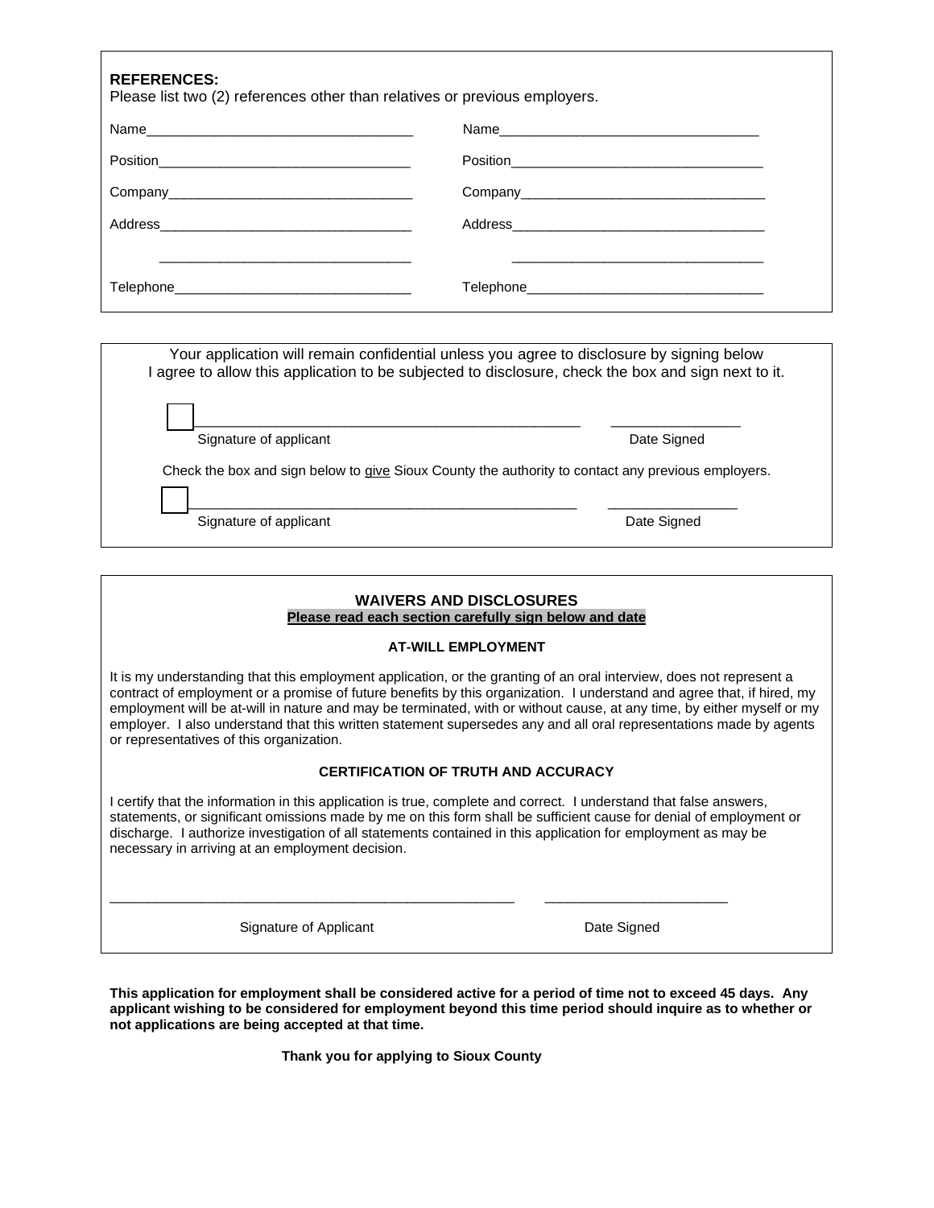**REFERENCES:**
Please list two (2) references other than relatives or previous employers.

| | |
|---|---|
| Name___________________________________ | Name___________________________________ |
| Position_________________________________ | Position_________________________________ |
| Company________________________________ | Company________________________________ |
| Address_________________________________ | Address_________________________________ |
| _________________________________ | _________________________________ |
| Telephone_______________________________ | Telephone_______________________________ |

Your application will remain confidential unless you agree to disclosure by signing below
I agree to allow this application to be subjected to disclosure, check the box and sign next to it.

☐ ________________________________________________ ________________
Signature of applicant Date Signed

Check the box and sign below to give Sioux County the authority to contact any previous employers.

☐ ________________________________________________ ________________
Signature of applicant Date Signed

**WAIVERS AND DISCLOSURES**

**Please read each section carefully sign below and date**

**AT-WILL EMPLOYMENT**

It is my understanding that this employment application, or the granting of an oral interview, does not represent a contract of employment or a promise of future benefits by this organization. I understand and agree that, if hired, my employment will be at-will in nature and may be terminated, with or without cause, at any time, by either myself or my employer. I also understand that this written statement supersedes any and all oral representations made by agents or representatives of this organization.

**CERTIFICATION OF TRUTH AND ACCURACY**

I certify that the information in this application is true, complete and correct. I understand that false answers, statements, or significant omissions made by me on this form shall be sufficient cause for denial of employment or discharge. I authorize investigation of all statements contained in this application for employment as may be necessary in arriving at an employment decision.

______________________________________________________ ________________________
Signature of Applicant Date Signed

**This application for employment shall be considered active for a period of time not to exceed 45 days. Any applicant wishing to be considered for employment beyond this time period should inquire as to whether or not applications are being accepted at that time.**

**Thank you for applying to Sioux County**